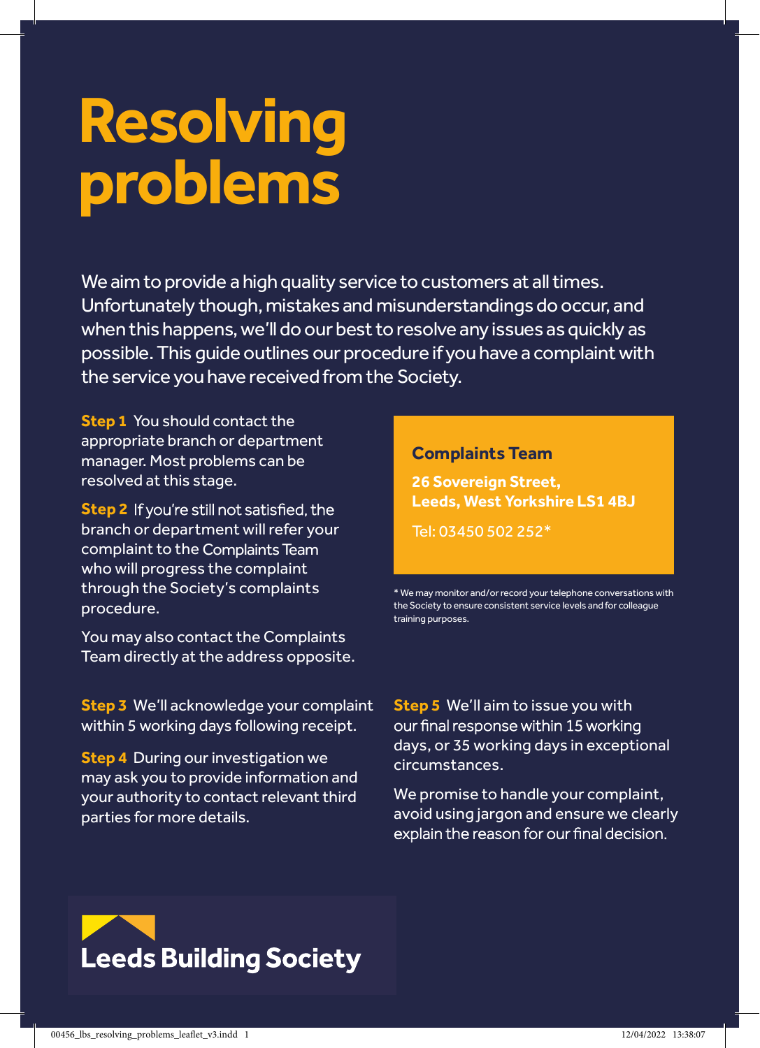# Resolving problems

We aim to provide a high quality service to customers at all times. Unfortunately though, mistakes and misunderstandings do occur, and when this happens, we'll do our best to resolve any issues as quickly as possible. This guide outlines our procedure if you have a complaint with the service you have received from the Society.

**Step 1** You should contact the appropriate branch or department manager. Most problems can be resolved at this stage.

**Step 2** If you're still not satisfied, the branch or department will refer your complaint to the Complaints Team who will progress the complaint through the Society's complaints procedure.

You may also contact the Complaints Team directly at the address opposite.

**Complaints Team**

**26 Sovereign Street,**
**Leeds, West Yorkshire LS1 4BJ**

Tel: 03450 502 252*

\* We may monitor and/or record your telephone conversations with the Society to ensure consistent service levels and for colleague training purposes.

**Step 3** We'll acknowledge your complaint within 5 working days following receipt.

**Step 4** During our investigation we may ask you to provide information and your authority to contact relevant third parties for more details.

**Step 5** We'll aim to issue you with our final response within 15 working days, or 35 working days in exceptional circumstances.

We promise to handle your complaint, avoid using jargon and ensure we clearly explain the reason for our final decision.

**Leeds Building Society**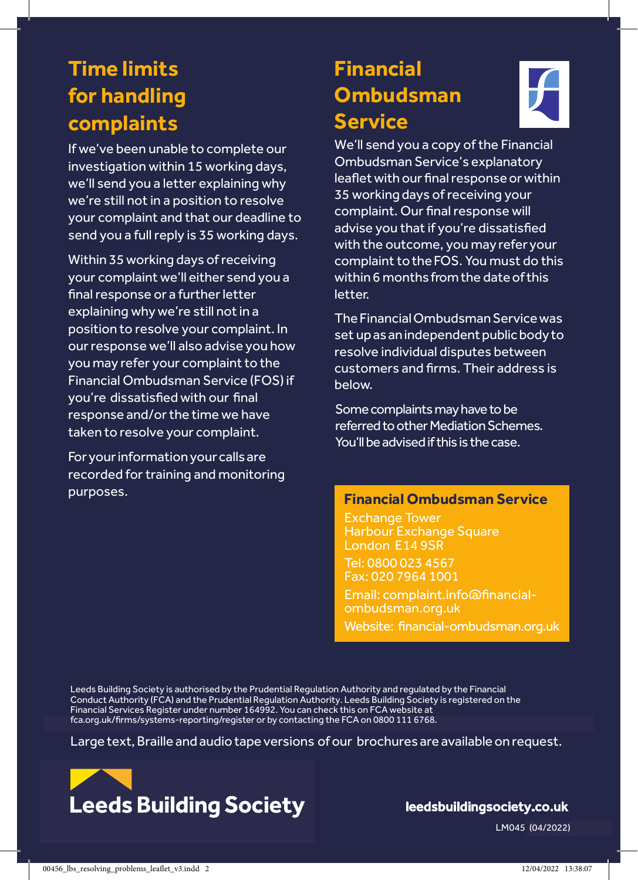## Time limits for handling complaints

If we've been unable to complete our investigation within 15 working days, we'll send you a letter explaining why we're still not in a position to resolve your complaint and that our deadline to send you a full reply is 35 working days.

Within 35 working days of receiving your complaint we'll either send you a final response or a further letter explaining why we're still not in a position to resolve your complaint. In our response we'll also advise you how you may refer your complaint to the Financial Ombudsman Service (FOS) if you're dissatisfied with our final response and/or the time we have taken to resolve your complaint.

For your information your calls are recorded for training and monitoring purposes.

## Financial Ombudsman Service

We'll send you a copy of the Financial Ombudsman Service's explanatory leaflet with our final response or within 35 working days of receiving your complaint. Our final response will advise you that if you're dissatisfied with the outcome, you may refer your complaint to the FOS. You must do this within 6 months from the date of this letter.

The Financial Ombudsman Service was set up as an independent public body to resolve individual disputes between customers and firms. Their address is below.

Some complaints may have to be referred to other Mediation Schemes. You'll be advised if this is the case.

**Financial Ombudsman Service**
Exchange Tower
Harbour Exchange Square
London E14 9SR
Tel: 0800 023 4567
Fax: 020 7964 1001
Email: complaint.info@financial-ombudsman.org.uk
Website: financial-ombudsman.org.uk

Leeds Building Society is authorised by the Prudential Regulation Authority and regulated by the Financial Conduct Authority (FCA) and the Prudential Regulation Authority. Leeds Building Society is registered on the Financial Services Register under number 164992. You can check this on FCA website at fca.org.uk/firms/systems-reporting/register or by contacting the FCA on 0800 111 6768.

Large text, Braille and audio tape versions of our brochures are available on request.

**Leeds Building Society**

leedsbuildingsociety.co.uk

LM045 (04/2022)